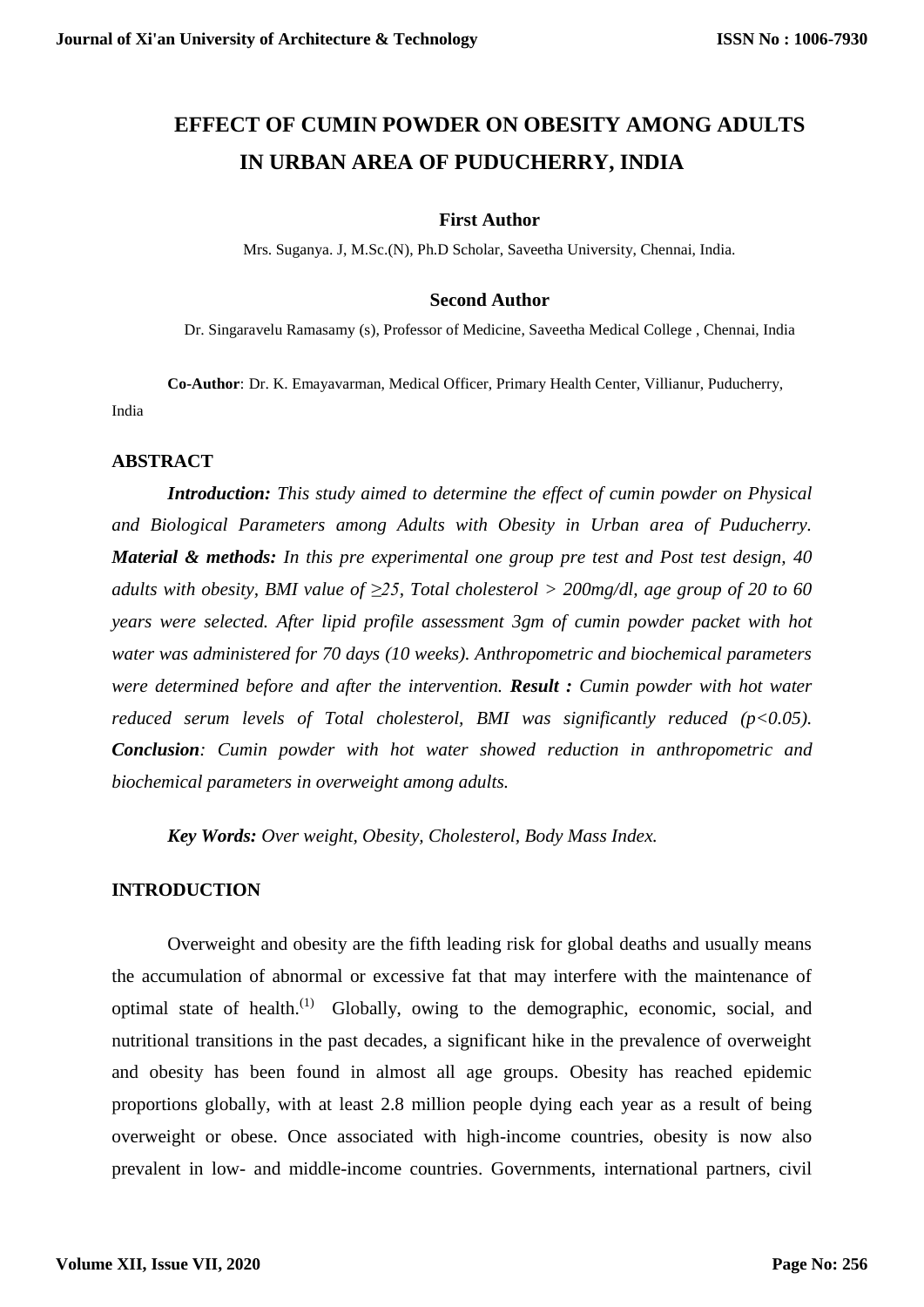# EFFECT OF CUMIN POWDER ON OBESITY AMONG ADULTS IN URBAN AREA OF PUDUCHERRY, INDIA

**First Author**

Mrs. Suganya. J, M.Sc.(N), Ph.D Scholar, Saveetha University, Chennai, India.

**Second Author**

Dr. Singaravelu Ramasamy (s), Professor of Medicine, Saveetha Medical College , Chennai, India

**Co-Author**: Dr. K. Emayavarman, Medical Officer, Primary Health Center, Villianur, Puducherry, India

## ABSTRACT

***Introduction:*** *This study aimed to determine the effect of cumin powder on Physical and Biological Parameters among Adults with Obesity in Urban area of Puducherry.* ***Material & methods:*** *In this pre experimental one group pre test and Post test design, 40 adults with obesity, BMI value of ≥25, Total cholesterol > 200mg/dl, age group of 20 to 60 years were selected. After lipid profile assessment 3gm of cumin powder packet with hot water was administered for 70 days (10 weeks). Anthropometric and biochemical parameters were determined before and after the intervention.* ***Result :*** *Cumin powder with hot water reduced serum levels of Total cholesterol, BMI was significantly reduced (p<0.05).* ***Conclusion****: Cumin powder with hot water showed reduction in anthropometric and biochemical parameters in overweight among adults.*

***Key Words:*** *Over weight, Obesity, Cholesterol, Body Mass Index.*

## INTRODUCTION

Overweight and obesity are the fifth leading risk for global deaths and usually means the accumulation of abnormal or excessive fat that may interfere with the maintenance of optimal state of health.(1) Globally, owing to the demographic, economic, social, and nutritional transitions in the past decades, a significant hike in the prevalence of overweight and obesity has been found in almost all age groups. Obesity has reached epidemic proportions globally, with at least 2.8 million people dying each year as a result of being overweight or obese. Once associated with high-income countries, obesity is now also prevalent in low- and middle-income countries. Governments, international partners, civil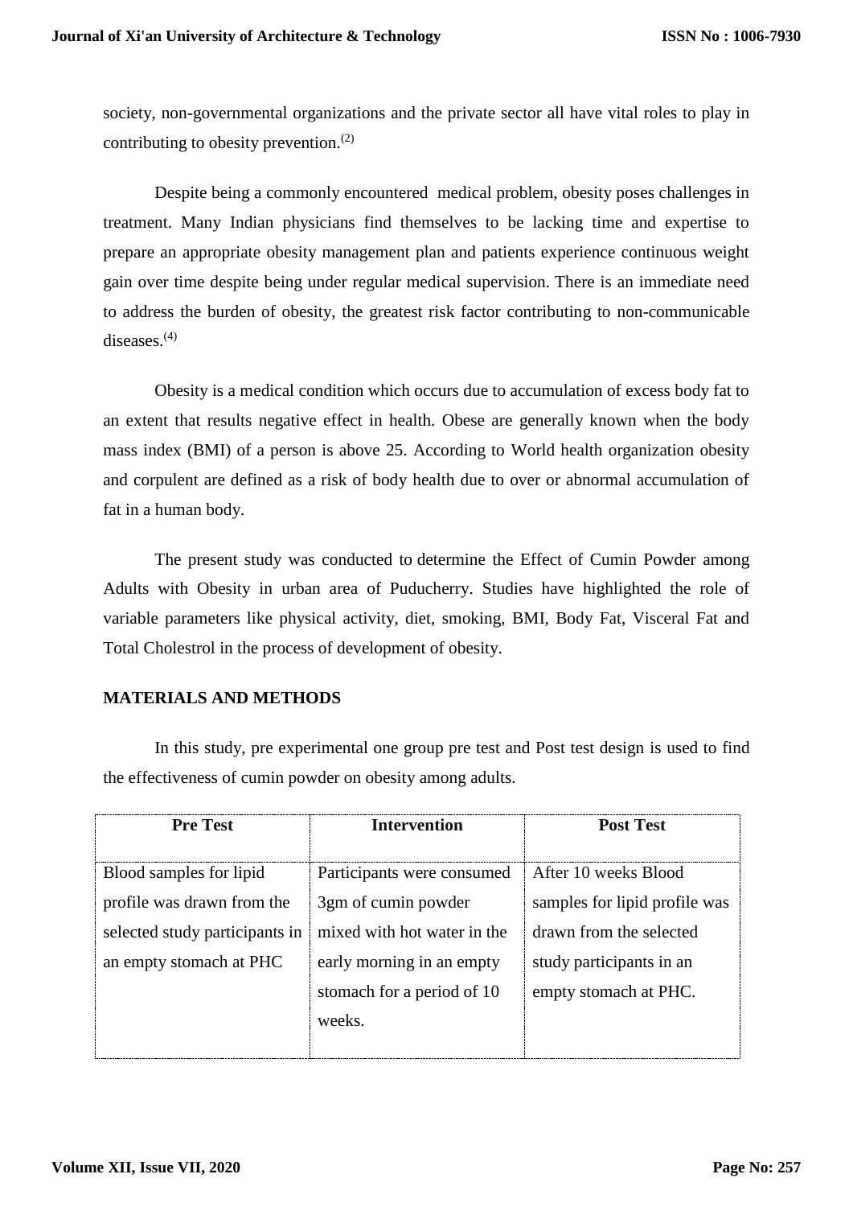society, non-governmental organizations and the private sector all have vital roles to play in contributing to obesity prevention.[2]

Despite being a commonly encountered medical problem, obesity poses challenges in treatment. Many Indian physicians find themselves to be lacking time and expertise to prepare an appropriate obesity management plan and patients experience continuous weight gain over time despite being under regular medical supervision. There is an immediate need to address the burden of obesity, the greatest risk factor contributing to non-communicable diseases.[4]

Obesity is a medical condition which occurs due to accumulation of excess body fat to an extent that results negative effect in health. Obese are generally known when the body mass index (BMI) of a person is above 25. According to World health organization obesity and corpulent are defined as a risk of body health due to over or abnormal accumulation of fat in a human body.

The present study was conducted to determine the Effect of Cumin Powder among Adults with Obesity in urban area of Puducherry. Studies have highlighted the role of variable parameters like physical activity, diet, smoking, BMI, Body Fat, Visceral Fat and Total Cholestrol in the process of development of obesity.

## MATERIALS AND METHODS

In this study, pre experimental one group pre test and Post test design is used to find the effectiveness of cumin powder on obesity among adults.

| Pre Test | Intervention | Post Test |
|---|---|---|
| Blood samples for lipid profile was drawn from the selected study participants in an empty stomach at PHC | Participants were consumed 3gm of cumin powder mixed with hot water in the early morning in an empty stomach for a period of 10 weeks. | After 10 weeks Blood samples for lipid profile was drawn from the selected study participants in an empty stomach at PHC. |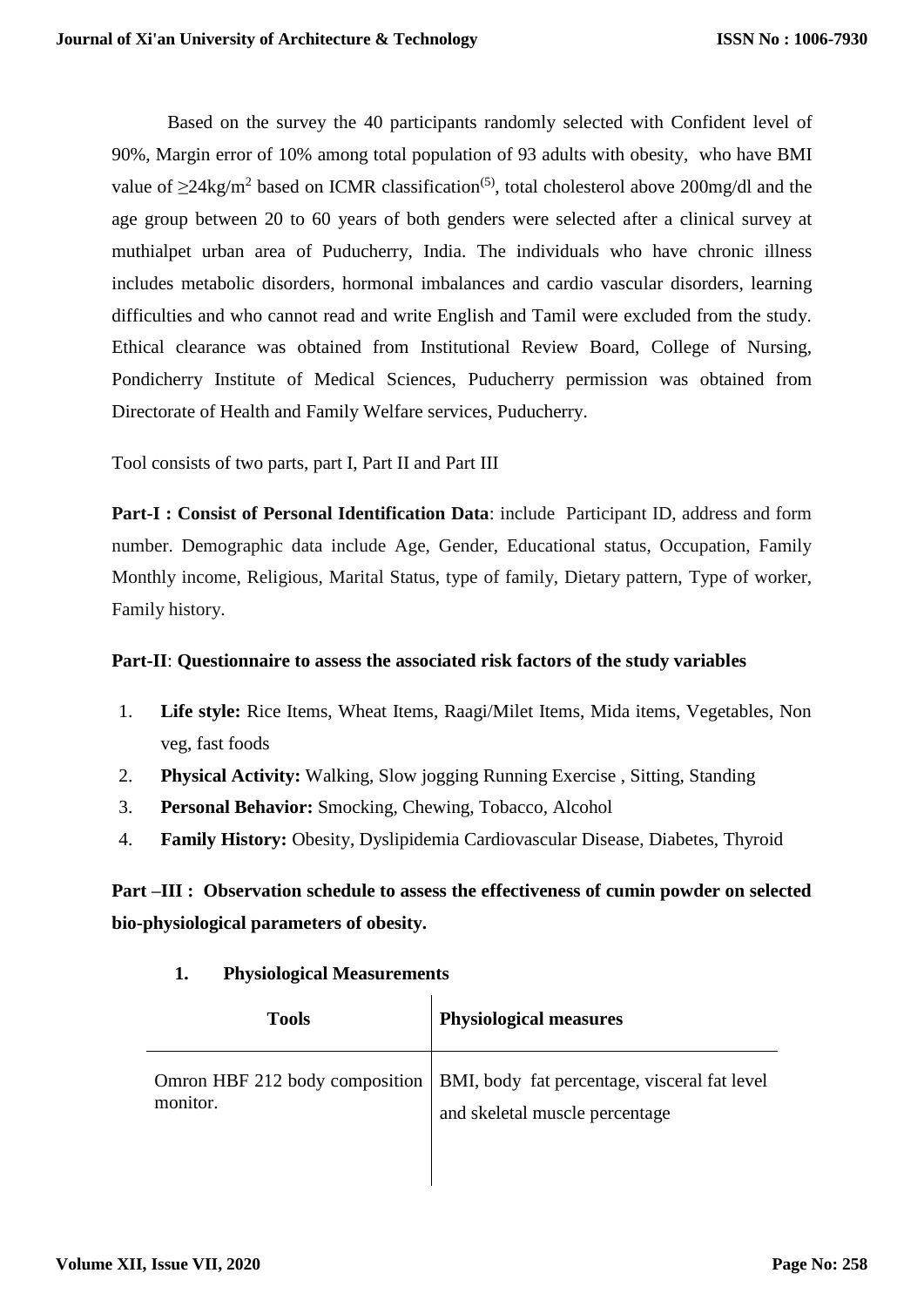Based on the survey the 40 participants randomly selected with Confident level of 90%, Margin error of 10% among total population of 93 adults with obesity, who have BMI value of $\geq 24 kg/m^2$ based on ICMR classification[5], total cholesterol above 200mg/dl and the age group between 20 to 60 years of both genders were selected after a clinical survey at muthialpet urban area of Puducherry, India. The individuals who have chronic illness includes metabolic disorders, hormonal imbalances and cardio vascular disorders, learning difficulties and who cannot read and write English and Tamil were excluded from the study. Ethical clearance was obtained from Institutional Review Board, College of Nursing, Pondicherry Institute of Medical Sciences, Puducherry permission was obtained from Directorate of Health and Family Welfare services, Puducherry.

Tool consists of two parts, part I, Part II and Part III

**Part-I : Consist of Personal Identification Data**: include Participant ID, address and form number. Demographic data include Age, Gender, Educational status, Occupation, Family Monthly income, Religious, Marital Status, type of family, Dietary pattern, Type of worker, Family history.

**Part-II**: **Questionnaire to assess the associated risk factors of the study variables**

1. **Life style:** Rice Items, Wheat Items, Raagi/Milet Items, Mida items, Vegetables, Non veg, fast foods
2. **Physical Activity:** Walking, Slow jogging Running Exercise , Sitting, Standing
3. **Personal Behavior:** Smocking, Chewing, Tobacco, Alcohol
4. **Family History:** Obesity, Dyslipidemia Cardiovascular Disease, Diabetes, Thyroid

**Part –III : Observation schedule to assess the effectiveness of cumin powder on selected bio-physiological parameters of obesity.**

1. **Physiological Measurements**

| Tools | Physiological measures |
|---|---|
| Omron HBF 212 body composition monitor. | BMI, body fat percentage, visceral fat level and skeletal muscle percentage |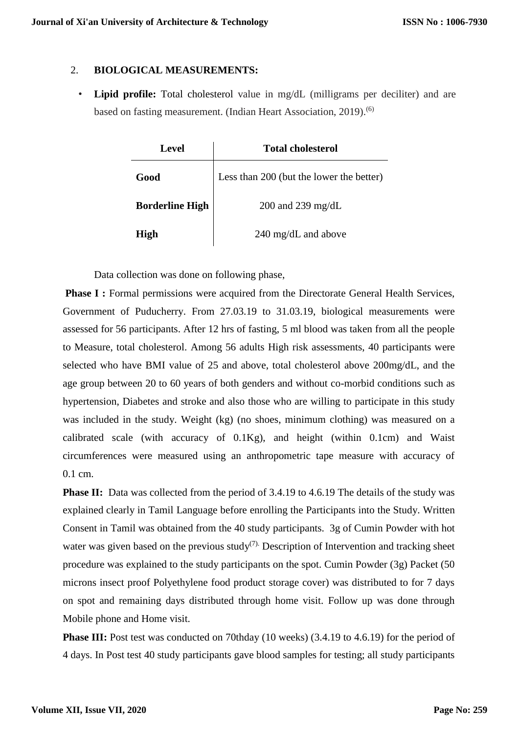2. **BIOLOGICAL MEASUREMENTS:**

- **Lipid profile:** Total cholesterol value in mg/dL (milligrams per deciliter) and are based on fasting measurement. (Indian Heart Association, 2019).[6]

| Level | Total cholesterol |
|---|---|
| **Good** | Less than 200 (but the lower the better) |
| **Borderline High** | 200 and 239 mg/dL |
| **High** | 240 mg/dL and above |

Data collection was done on following phase,

**Phase I :** Formal permissions were acquired from the Directorate General Health Services, Government of Puducherry. From 27.03.19 to 31.03.19, biological measurements were assessed for 56 participants. After 12 hrs of fasting, 5 ml blood was taken from all the people to Measure, total cholesterol. Among 56 adults High risk assessments, 40 participants were selected who have BMI value of 25 and above, total cholesterol above 200mg/dL, and the age group between 20 to 60 years of both genders and without co-morbid conditions such as hypertension, Diabetes and stroke and also those who are willing to participate in this study was included in the study. Weight (kg) (no shoes, minimum clothing) was measured on a calibrated scale (with accuracy of 0.1Kg), and height (within 0.1cm) and Waist circumferences were measured using an anthropometric tape measure with accuracy of 0.1 cm.

**Phase II:** Data was collected from the period of 3.4.19 to 4.6.19 The details of the study was explained clearly in Tamil Language before enrolling the Participants into the Study. Written Consent in Tamil was obtained from the 40 study participants. 3g of Cumin Powder with hot water was given based on the previous study[7]. Description of Intervention and tracking sheet procedure was explained to the study participants on the spot. Cumin Powder (3g) Packet (50 microns insect proof Polyethylene food product storage cover) was distributed to for 7 days on spot and remaining days distributed through home visit. Follow up was done through Mobile phone and Home visit.

**Phase III:** Post test was conducted on 70thday (10 weeks) (3.4.19 to 4.6.19) for the period of 4 days. In Post test 40 study participants gave blood samples for testing; all study participants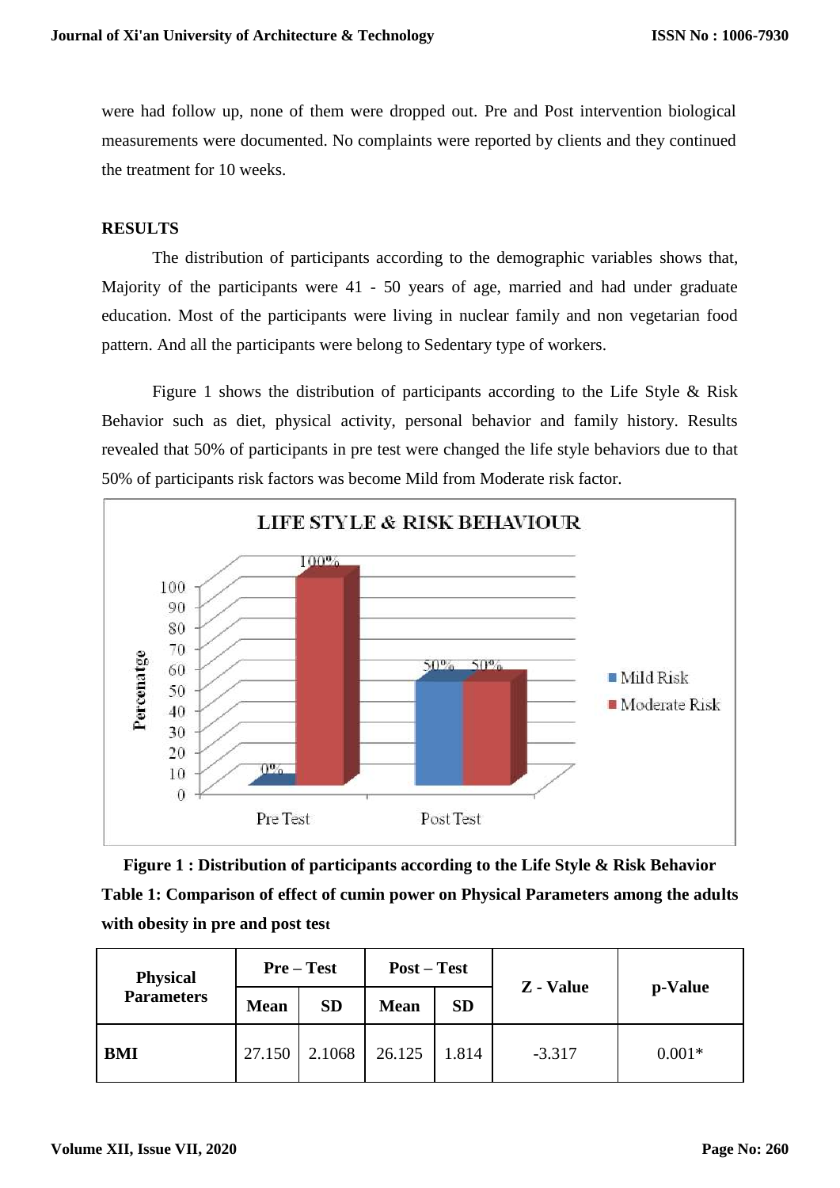were had follow up, none of them were dropped out. Pre and Post intervention biological measurements were documented. No complaints were reported by clients and they continued the treatment for 10 weeks.

## RESULTS

The distribution of participants according to the demographic variables shows that, Majority of the participants were 41 - 50 years of age, married and had under graduate education. Most of the participants were living in nuclear family and non vegetarian food pattern. And all the participants were belong to Sedentary type of workers.

Figure 1 shows the distribution of participants according to the Life Style & Risk Behavior such as diet, physical activity, personal behavior and family history. Results revealed that 50% of participants in pre test were changed the life style behaviors due to that 50% of participants risk factors was become Mild from Moderate risk factor.

**Figure 1 : Distribution of participants according to the Life Style & Risk Behavior**

**Table 1: Comparison of effect of cumin power on Physical Parameters among the adults with obesity in pre and post test**

| Physical Parameters | Pre – Test | | Post – Test | | Z - Value | p-Value |
|---|---|---|---|---|---|---|
| | Mean | SD | Mean | SD | | |
| **BMI** | 27.150 | 2.1068 | 26.125 | 1.814 | -3.317 | 0.001* |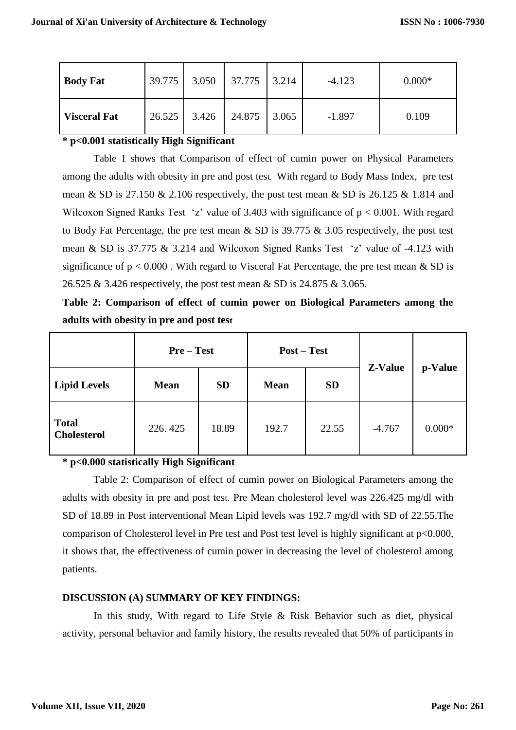| | | | | | | |
|---|---|---|---|---|---|---|
| **Body Fat** | 39.775 | 3.050 | 37.775 | 3.214 | -4.123 | 0.000* |
| **Visceral Fat** | 26.525 | 3.426 | 24.875 | 3.065 | -1.897 | 0.109 |

**\* p<0.001 statistically High Significant**

Table 1 shows that Comparison of effect of cumin power on Physical Parameters among the adults with obesity in pre and post test. With regard to Body Mass Index, pre test mean & SD is 27.150 & 2.106 respectively, the post test mean & SD is 26.125 & 1.814 and Wilcoxon Signed Ranks Test 'z' value of 3.403 with significance of $p < 0.001$. With regard to Body Fat Percentage, the pre test mean & SD is 39.775 & 3.05 respectively, the post test mean & SD is 37.775 & 3.214 and Wilcoxon Signed Ranks Test 'z' value of -4.123 with significance of $p < 0.000$ . With regard to Visceral Fat Percentage, the pre test mean & SD is 26.525 & 3.426 respectively, the post test mean & SD is 24.875 & 3.065.

**Table 2: Comparison of effect of cumin power on Biological Parameters among the adults with obesity in pre and post test**

| | **Pre – Test** | | **Post – Test** | | **Z-Value** | **p-Value** |
|---|---|---|---|---|---|---|
| **Lipid Levels** | **Mean** | **SD** | **Mean** | **SD** | | |
| **Total Cholesterol** | 226. 425 | 18.89 | 192.7 | 22.55 | -4.767 | 0.000* |

**\* p<0.000 statistically High Significant**

Table 2: Comparison of effect of cumin power on Biological Parameters among the adults with obesity in pre and post test. Pre Mean cholesterol level was 226.425 mg/dl with SD of 18.89 in Post interventional Mean Lipid levels was 192.7 mg/dl with SD of 22.55.The comparison of Cholesterol level in Pre test and Post test level is highly significant at $p<0.000$, it shows that, the effectiveness of cumin power in decreasing the level of cholesterol among patients.

### DISCUSSION (A) SUMMARY OF KEY FINDINGS:

In this study, With regard to Life Style & Risk Behavior such as diet, physical activity, personal behavior and family history, the results revealed that 50% of participants in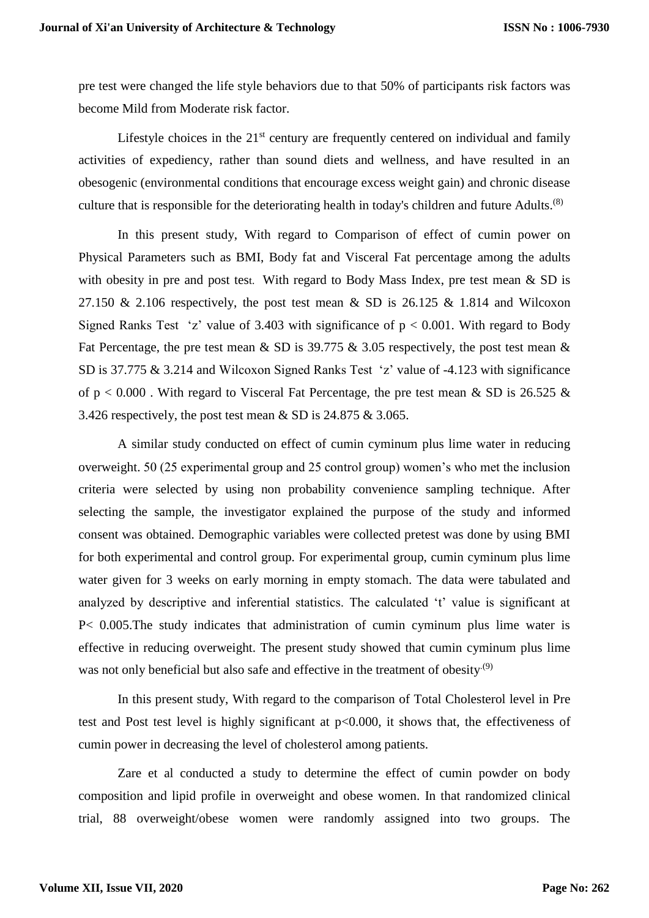pre test were changed the life style behaviors due to that 50% of participants risk factors was become Mild from Moderate risk factor.

Lifestyle choices in the 21st century are frequently centered on individual and family activities of expediency, rather than sound diets and wellness, and have resulted in an obesogenic (environmental conditions that encourage excess weight gain) and chronic disease culture that is responsible for the deteriorating health in today's children and future Adults.[8]

In this present study, With regard to Comparison of effect of cumin power on Physical Parameters such as BMI, Body fat and Visceral Fat percentage among the adults with obesity in pre and post test. With regard to Body Mass Index, pre test mean & SD is 27.150 & 2.106 respectively, the post test mean & SD is 26.125 & 1.814 and Wilcoxon Signed Ranks Test 'z' value of 3.403 with significance of $p < 0.001$. With regard to Body Fat Percentage, the pre test mean & SD is 39.775 & 3.05 respectively, the post test mean & SD is 37.775 & 3.214 and Wilcoxon Signed Ranks Test 'z' value of -4.123 with significance of $p < 0.000$ . With regard to Visceral Fat Percentage, the pre test mean & SD is 26.525 & 3.426 respectively, the post test mean & SD is 24.875 & 3.065.

A similar study conducted on effect of cumin cyminum plus lime water in reducing overweight. 50 (25 experimental group and 25 control group) women's who met the inclusion criteria were selected by using non probability convenience sampling technique. After selecting the sample, the investigator explained the purpose of the study and informed consent was obtained. Demographic variables were collected pretest was done by using BMI for both experimental and control group. For experimental group, cumin cyminum plus lime water given for 3 weeks on early morning in empty stomach. The data were tabulated and analyzed by descriptive and inferential statistics. The calculated 't' value is significant at $P< 0.005$.The study indicates that administration of cumin cyminum plus lime water is effective in reducing overweight. The present study showed that cumin cyminum plus lime was not only beneficial but also safe and effective in the treatment of obesity.[9]

In this present study, With regard to the comparison of Total Cholesterol level in Pre test and Post test level is highly significant at $p<0.000$, it shows that, the effectiveness of cumin power in decreasing the level of cholesterol among patients.

Zare et al conducted a study to determine the effect of cumin powder on body composition and lipid profile in overweight and obese women. In that randomized clinical trial, 88 overweight/obese women were randomly assigned into two groups. The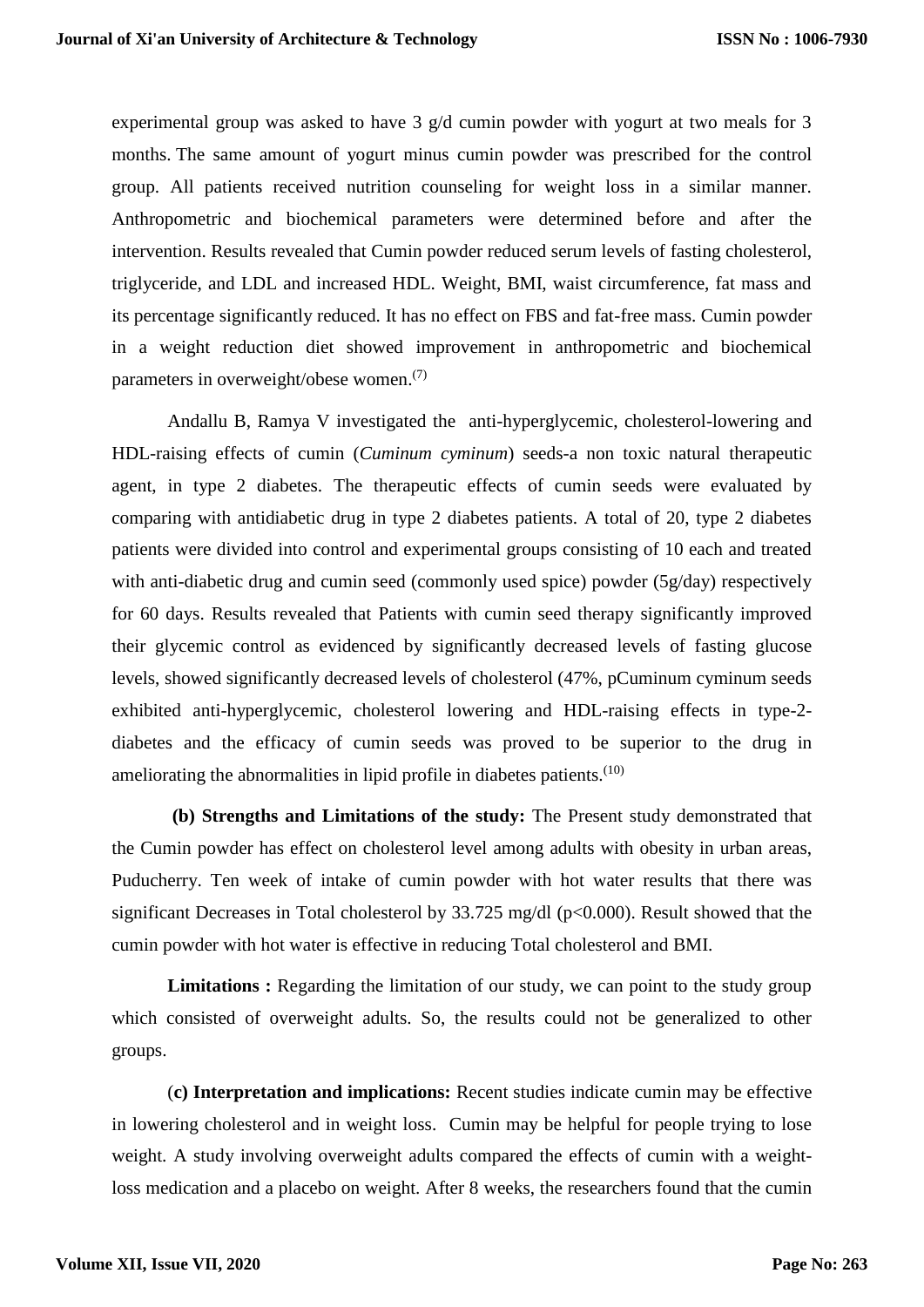experimental group was asked to have 3 g/d cumin powder with yogurt at two meals for 3 months. The same amount of yogurt minus cumin powder was prescribed for the control group. All patients received nutrition counseling for weight loss in a similar manner. Anthropometric and biochemical parameters were determined before and after the intervention. Results revealed that Cumin powder reduced serum levels of fasting cholesterol, triglyceride, and LDL and increased HDL. Weight, BMI, waist circumference, fat mass and its percentage significantly reduced. It has no effect on FBS and fat-free mass. Cumin powder in a weight reduction diet showed improvement in anthropometric and biochemical parameters in overweight/obese women.[7]

Andallu B, Ramya V investigated the anti-hyperglycemic, cholesterol-lowering and HDL-raising effects of cumin (*Cuminum cyminum*) seeds-a non toxic natural therapeutic agent, in type 2 diabetes. The therapeutic effects of cumin seeds were evaluated by comparing with antidiabetic drug in type 2 diabetes patients. A total of 20, type 2 diabetes patients were divided into control and experimental groups consisting of 10 each and treated with anti-diabetic drug and cumin seed (commonly used spice) powder (5g/day) respectively for 60 days. Results revealed that Patients with cumin seed therapy significantly improved their glycemic control as evidenced by significantly decreased levels of fasting glucose levels, showed significantly decreased levels of cholesterol (47%, pCuminum cyminum seeds exhibited anti-hyperglycemic, cholesterol lowering and HDL-raising effects in type-2-diabetes and the efficacy of cumin seeds was proved to be superior to the drug in ameliorating the abnormalities in lipid profile in diabetes patients.[10]

**(b) Strengths and Limitations of the study:** The Present study demonstrated that the Cumin powder has effect on cholesterol level among adults with obesity in urban areas, Puducherry. Ten week of intake of cumin powder with hot water results that there was significant Decreases in Total cholesterol by 33.725 mg/dl ($p<0.000$). Result showed that the cumin powder with hot water is effective in reducing Total cholesterol and BMI.

**Limitations :** Regarding the limitation of our study, we can point to the study group which consisted of overweight adults. So, the results could not be generalized to other groups.

(**c) Interpretation and implications:** Recent studies indicate cumin may be effective in lowering cholesterol and in weight loss. Cumin may be helpful for people trying to lose weight. A study involving overweight adults compared the effects of cumin with a weight-loss medication and a placebo on weight. After 8 weeks, the researchers found that the cumin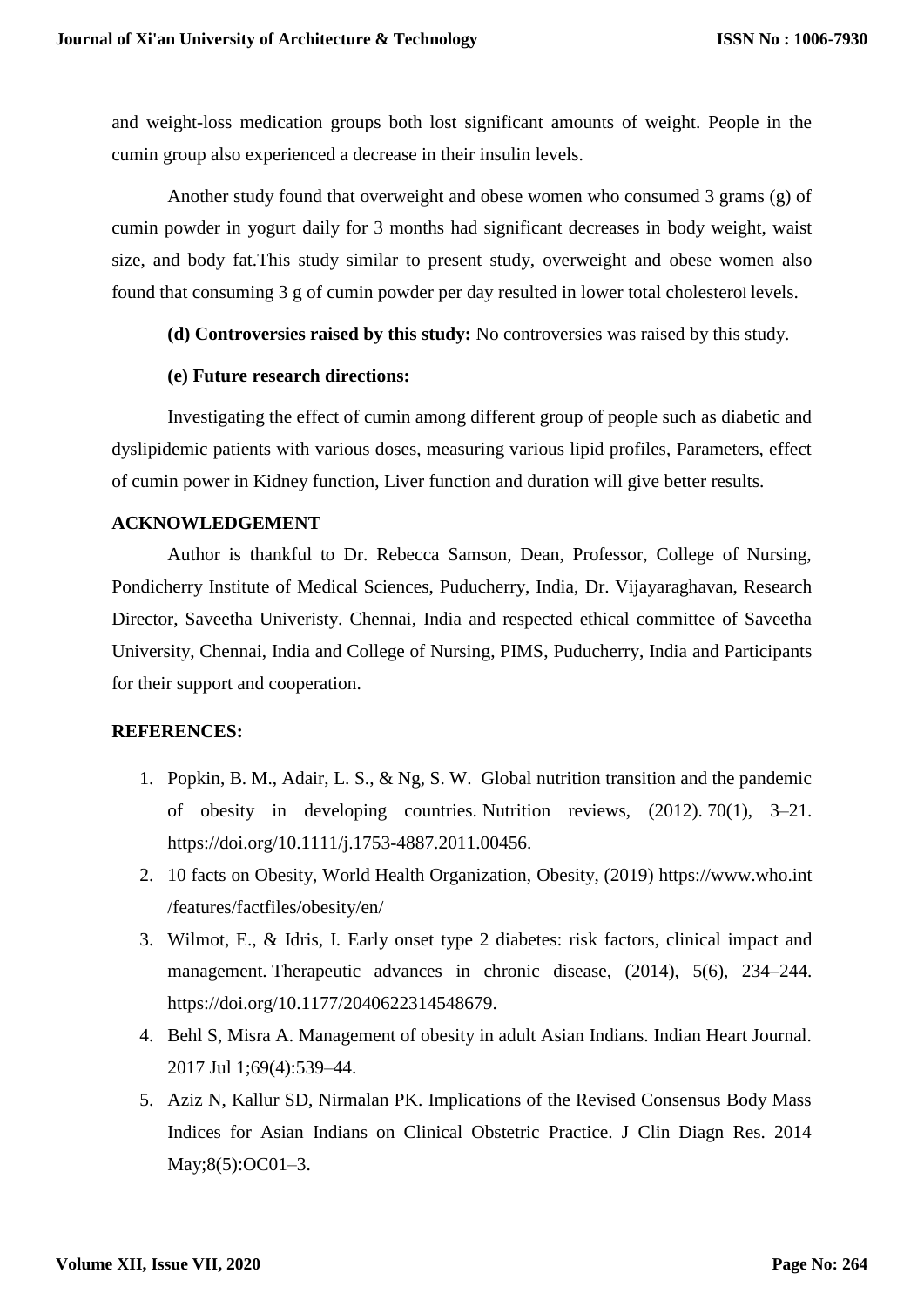and weight-loss medication groups both lost significant amounts of weight. People in the cumin group also experienced a decrease in their insulin levels.

Another study found that overweight and obese women who consumed 3 grams (g) of cumin powder in yogurt daily for 3 months had significant decreases in body weight, waist size, and body fat.This study similar to present study, overweight and obese women also found that consuming 3 g of cumin powder per day resulted in lower total cholesterol levels.

**(d) Controversies raised by this study:** No controversies was raised by this study.

**(e) Future research directions:**

Investigating the effect of cumin among different group of people such as diabetic and dyslipidemic patients with various doses, measuring various lipid profiles, Parameters, effect of cumin power in Kidney function, Liver function and duration will give better results.

## ACKNOWLEDGEMENT

Author is thankful to Dr. Rebecca Samson, Dean, Professor, College of Nursing, Pondicherry Institute of Medical Sciences, Puducherry, India, Dr. Vijayaraghavan, Research Director, Saveetha Univeristy. Chennai, India and respected ethical committee of Saveetha University, Chennai, India and College of Nursing, PIMS, Puducherry, India and Participants for their support and cooperation.

## REFERENCES:

1. Popkin, B. M., Adair, L. S., & Ng, S. W. Global nutrition transition and the pandemic of obesity in developing countries. Nutrition reviews, (2012). 70(1), 3–21. https://doi.org/10.1111/j.1753-4887.2011.00456.
2. 10 facts on Obesity, World Health Organization, Obesity, (2019) https://www.who.int /features/factfiles/obesity/en/
3. Wilmot, E., & Idris, I. Early onset type 2 diabetes: risk factors, clinical impact and management. Therapeutic advances in chronic disease, (2014), 5(6), 234–244. https://doi.org/10.1177/2040622314548679.
4. Behl S, Misra A. Management of obesity in adult Asian Indians. Indian Heart Journal. 2017 Jul 1;69(4):539–44.
5. Aziz N, Kallur SD, Nirmalan PK. Implications of the Revised Consensus Body Mass Indices for Asian Indians on Clinical Obstetric Practice. J Clin Diagn Res. 2014 May;8(5):OC01–3.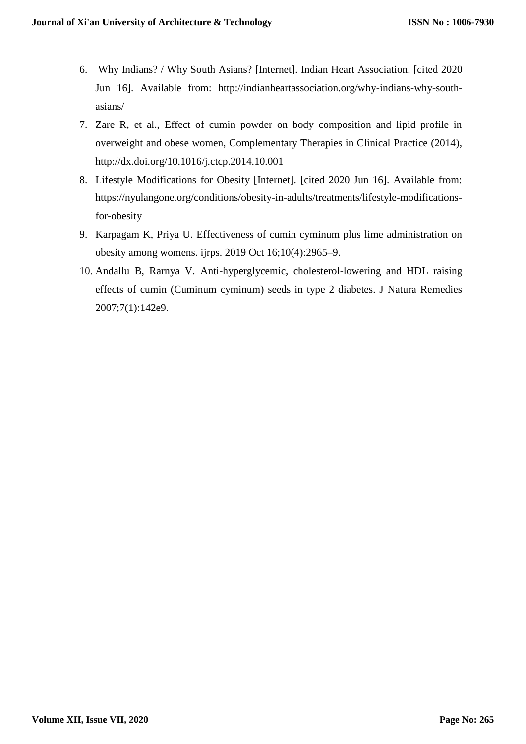6. Why Indians? / Why South Asians? [Internet]. Indian Heart Association. [cited 2020 Jun 16]. Available from: http://indianheartassociation.org/why-indians-why-south-asians/
7. Zare R, et al., Effect of cumin powder on body composition and lipid profile in overweight and obese women, Complementary Therapies in Clinical Practice (2014), http://dx.doi.org/10.1016/j.ctcp.2014.10.001
8. Lifestyle Modifications for Obesity [Internet]. [cited 2020 Jun 16]. Available from: https://nyulangone.org/conditions/obesity-in-adults/treatments/lifestyle-modifications-for-obesity
9. Karpagam K, Priya U. Effectiveness of cumin cyminum plus lime administration on obesity among womens. ijrps. 2019 Oct 16;10(4):2965–9.
10. Andallu B, Rarnya V. Anti-hyperglycemic, cholesterol-lowering and HDL raising effects of cumin (Cuminum cyminum) seeds in type 2 diabetes. J Natura Remedies 2007;7(1):142e9.